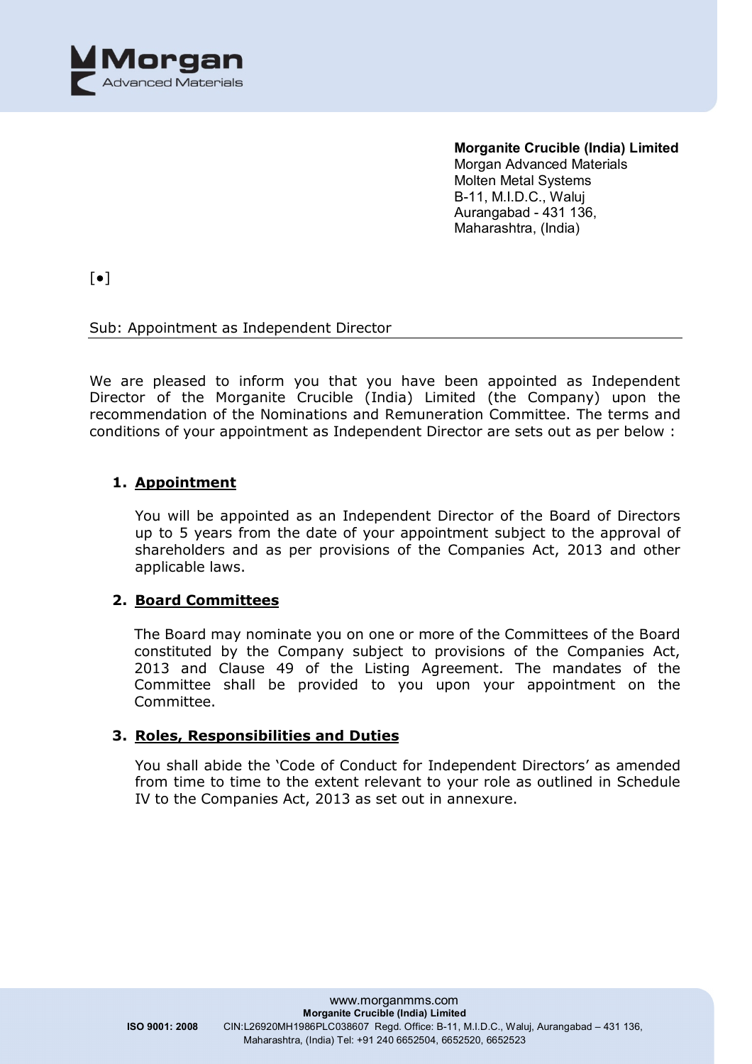**Morganite Crucible (India) Limited**
Morgan Advanced Materials
Molten Metal Systems
B-11, M.I.D.C., Waluj
Aurangabad - 431 136,
Maharashtra, (India)

[•]

Sub: Appointment as Independent Director

We are pleased to inform you that you have been appointed as Independent Director of the Morganite Crucible (India) Limited (the Company) upon the recommendation of the Nominations and Remuneration Committee. The terms and conditions of your appointment as Independent Director are sets out as per below :

1. **Appointment**

   You will be appointed as an Independent Director of the Board of Directors up to 5 years from the date of your appointment subject to the approval of shareholders and as per provisions of the Companies Act, 2013 and other applicable laws.

2. **Board Committees**

   The Board may nominate you on one or more of the Committees of the Board constituted by the Company subject to provisions of the Companies Act, 2013 and Clause 49 of the Listing Agreement. The mandates of the Committee shall be provided to you upon your appointment on the Committee.

3. **Roles, Responsibilities and Duties**

   You shall abide the 'Code of Conduct for Independent Directors' as amended from time to time to the extent relevant to your role as outlined in Schedule IV to the Companies Act, 2013 as set out in annexure.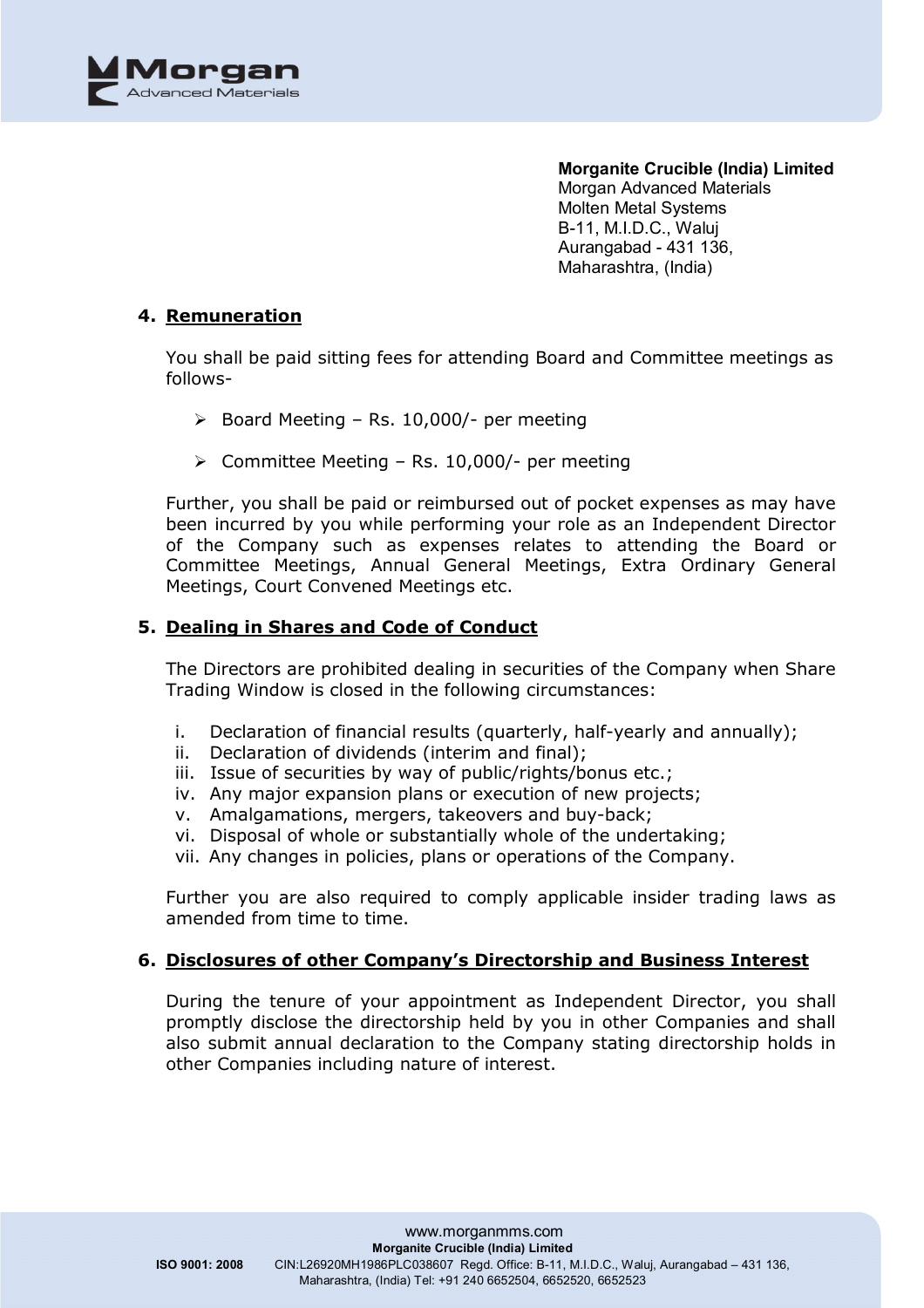**Morganite Crucible (India) Limited**
Morgan Advanced Materials
Molten Metal Systems
B-11, M.I.D.C., Waluj
Aurangabad - 431 136,
Maharashtra, (India)

### 4. Remuneration

You shall be paid sitting fees for attending Board and Committee meetings as follows-

- Board Meeting – Rs. 10,000/- per meeting
- Committee Meeting – Rs. 10,000/- per meeting

Further, you shall be paid or reimbursed out of pocket expenses as may have been incurred by you while performing your role as an Independent Director of the Company such as expenses relates to attending the Board or Committee Meetings, Annual General Meetings, Extra Ordinary General Meetings, Court Convened Meetings etc.

### 5. Dealing in Shares and Code of Conduct

The Directors are prohibited dealing in securities of the Company when Share Trading Window is closed in the following circumstances:

i. Declaration of financial results (quarterly, half-yearly and annually);
ii. Declaration of dividends (interim and final);
iii. Issue of securities by way of public/rights/bonus etc.;
iv. Any major expansion plans or execution of new projects;
v. Amalgamations, mergers, takeovers and buy-back;
vi. Disposal of whole or substantially whole of the undertaking;
vii. Any changes in policies, plans or operations of the Company.

Further you are also required to comply applicable insider trading laws as amended from time to time.

### 6. Disclosures of other Company's Directorship and Business Interest

During the tenure of your appointment as Independent Director, you shall promptly disclose the directorship held by you in other Companies and shall also submit annual declaration to the Company stating directorship holds in other Companies including nature of interest.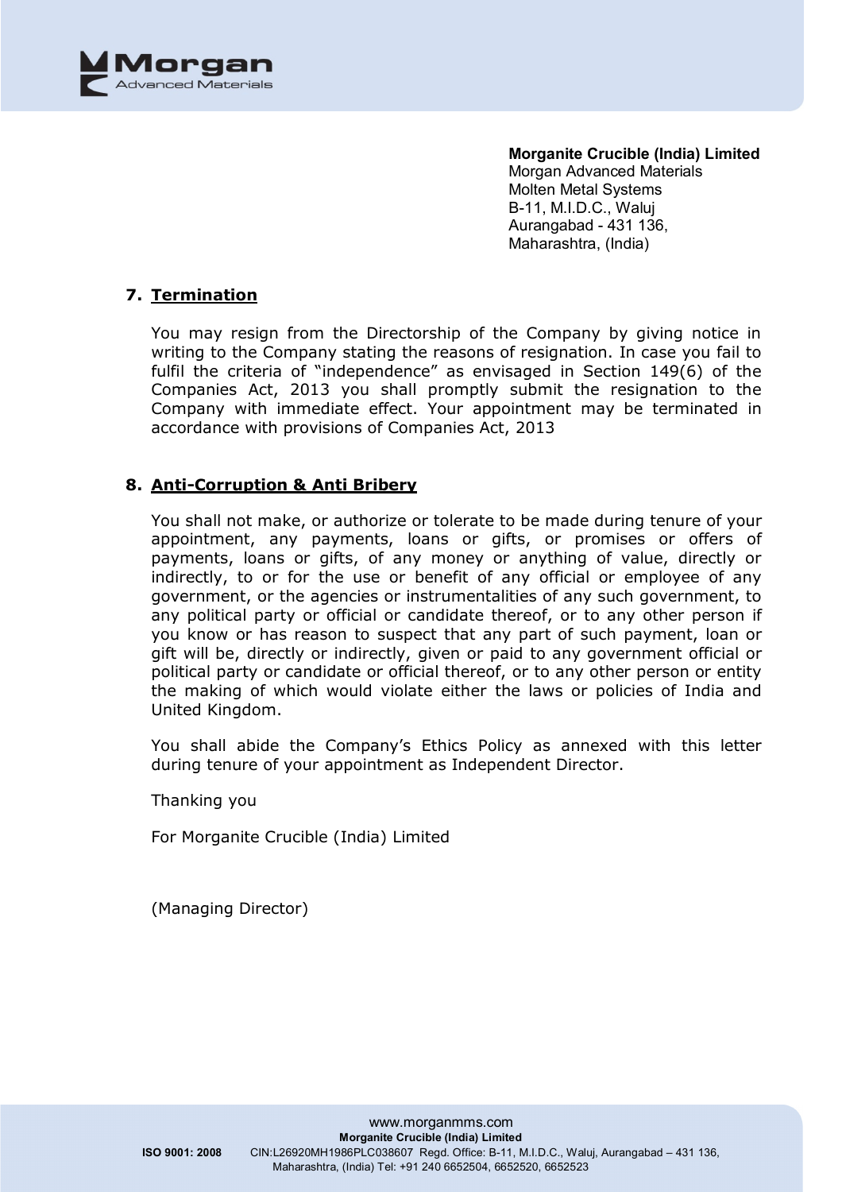**Morganite Crucible (India) Limited**
Morgan Advanced Materials
Molten Metal Systems
B-11, M.I.D.C., Waluj
Aurangabad - 431 136,
Maharashtra, (India)

## 7. Termination

You may resign from the Directorship of the Company by giving notice in writing to the Company stating the reasons of resignation. In case you fail to fulfil the criteria of "independence" as envisaged in Section 149(6) of the Companies Act, 2013 you shall promptly submit the resignation to the Company with immediate effect. Your appointment may be terminated in accordance with provisions of Companies Act, 2013

## 8. Anti-Corruption & Anti Bribery

You shall not make, or authorize or tolerate to be made during tenure of your appointment, any payments, loans or gifts, or promises or offers of payments, loans or gifts, of any money or anything of value, directly or indirectly, to or for the use or benefit of any official or employee of any government, or the agencies or instrumentalities of any such government, to any political party or official or candidate thereof, or to any other person if you know or has reason to suspect that any part of such payment, loan or gift will be, directly or indirectly, given or paid to any government official or political party or candidate or official thereof, or to any other person or entity the making of which would violate either the laws or policies of India and United Kingdom.

You shall abide the Company's Ethics Policy as annexed with this letter during tenure of your appointment as Independent Director.

Thanking you

For Morganite Crucible (India) Limited

(Managing Director)

www.morganmms.com
**Morganite Crucible (India) Limited**
ISO 9001: 2008 CIN:L26920MH1986PLC038607 Regd. Office: B-11, M.I.D.C., Waluj, Aurangabad – 431 136, Maharashtra, (India) Tel: +91 240 6652504, 6652520, 6652523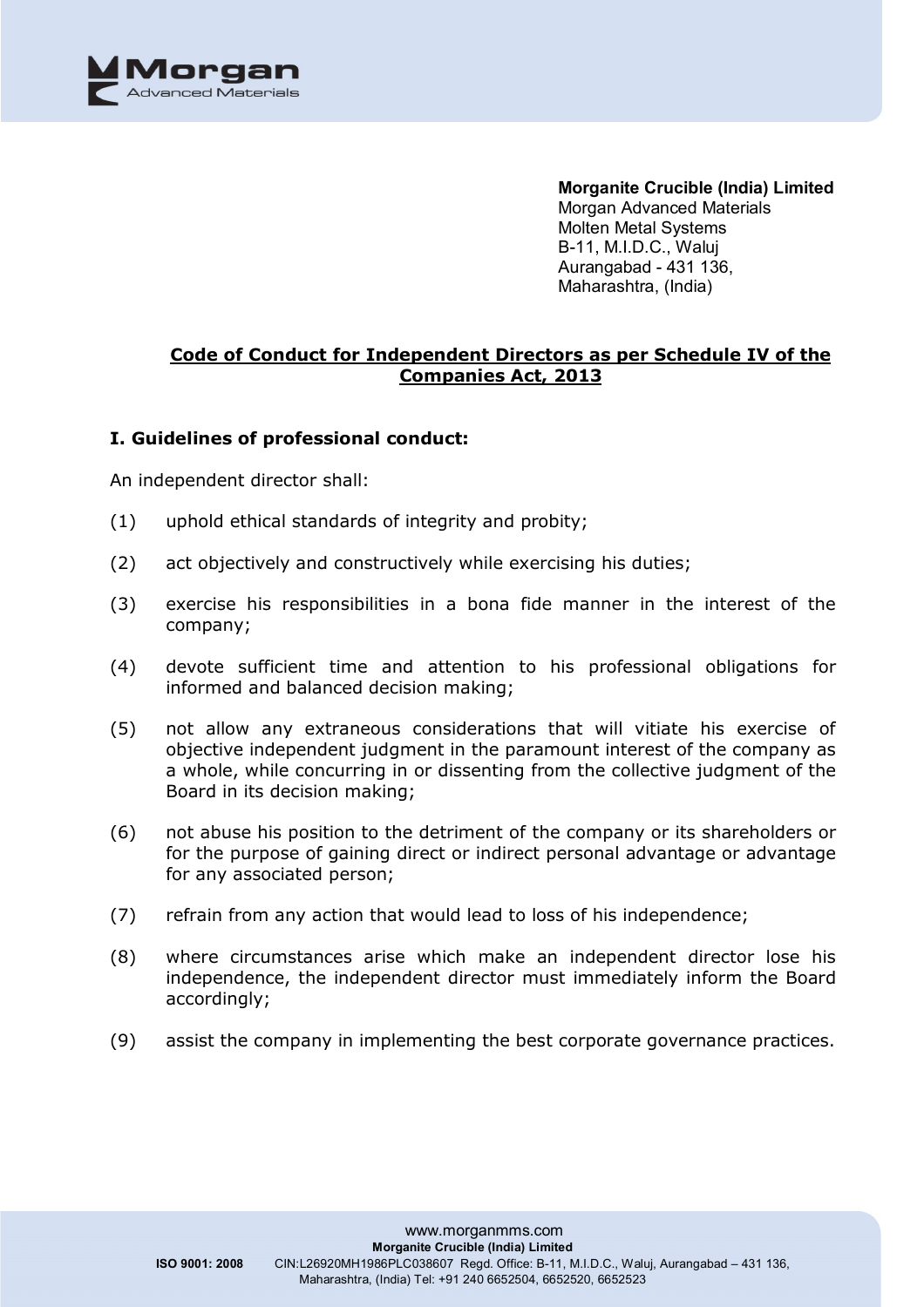**Morganite Crucible (India) Limited**
Morgan Advanced Materials
Molten Metal Systems
B-11, M.I.D.C., Waluj
Aurangabad - 431 136,
Maharashtra, (India)

## Code of Conduct for Independent Directors as per Schedule IV of the Companies Act, 2013

### I. Guidelines of professional conduct:

An independent director shall:

(1) uphold ethical standards of integrity and probity;

(2) act objectively and constructively while exercising his duties;

(3) exercise his responsibilities in a bona fide manner in the interest of the company;

(4) devote sufficient time and attention to his professional obligations for informed and balanced decision making;

(5) not allow any extraneous considerations that will vitiate his exercise of objective independent judgment in the paramount interest of the company as a whole, while concurring in or dissenting from the collective judgment of the Board in its decision making;

(6) not abuse his position to the detriment of the company or its shareholders or for the purpose of gaining direct or indirect personal advantage or advantage for any associated person;

(7) refrain from any action that would lead to loss of his independence;

(8) where circumstances arise which make an independent director lose his independence, the independent director must immediately inform the Board accordingly;

(9) assist the company in implementing the best corporate governance practices.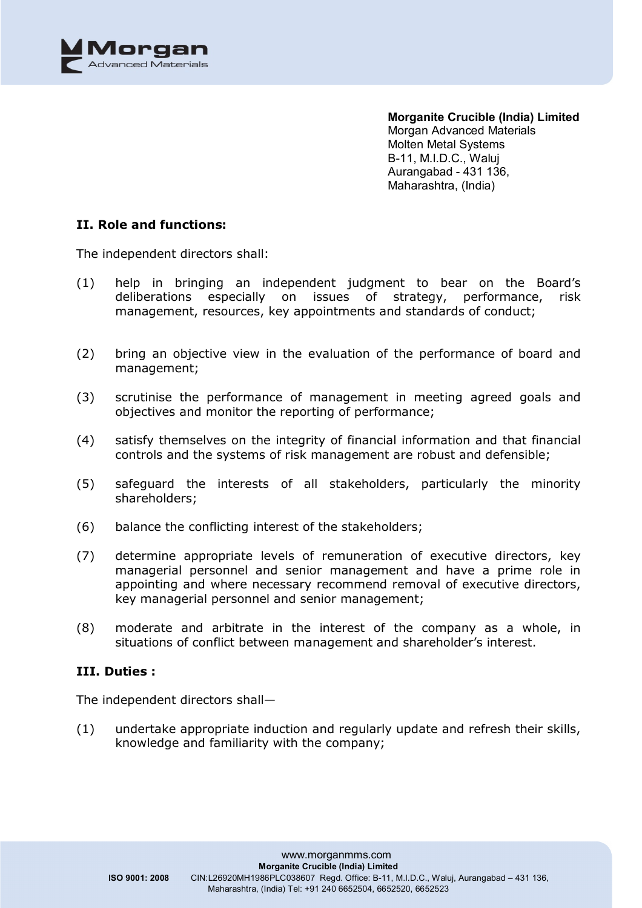**Morganite Crucible (India) Limited**
Morgan Advanced Materials
Molten Metal Systems
B-11, M.I.D.C., Waluj
Aurangabad - 431 136,
Maharashtra, (India)

## II. Role and functions:

The independent directors shall:

(1) help in bringing an independent judgment to bear on the Board's deliberations especially on issues of strategy, performance, risk management, resources, key appointments and standards of conduct;

(2) bring an objective view in the evaluation of the performance of board and management;

(3) scrutinise the performance of management in meeting agreed goals and objectives and monitor the reporting of performance;

(4) satisfy themselves on the integrity of financial information and that financial controls and the systems of risk management are robust and defensible;

(5) safeguard the interests of all stakeholders, particularly the minority shareholders;

(6) balance the conflicting interest of the stakeholders;

(7) determine appropriate levels of remuneration of executive directors, key managerial personnel and senior management and have a prime role in appointing and where necessary recommend removal of executive directors, key managerial personnel and senior management;

(8) moderate and arbitrate in the interest of the company as a whole, in situations of conflict between management and shareholder's interest.

## III. Duties :

The independent directors shall—

(1) undertake appropriate induction and regularly update and refresh their skills, knowledge and familiarity with the company;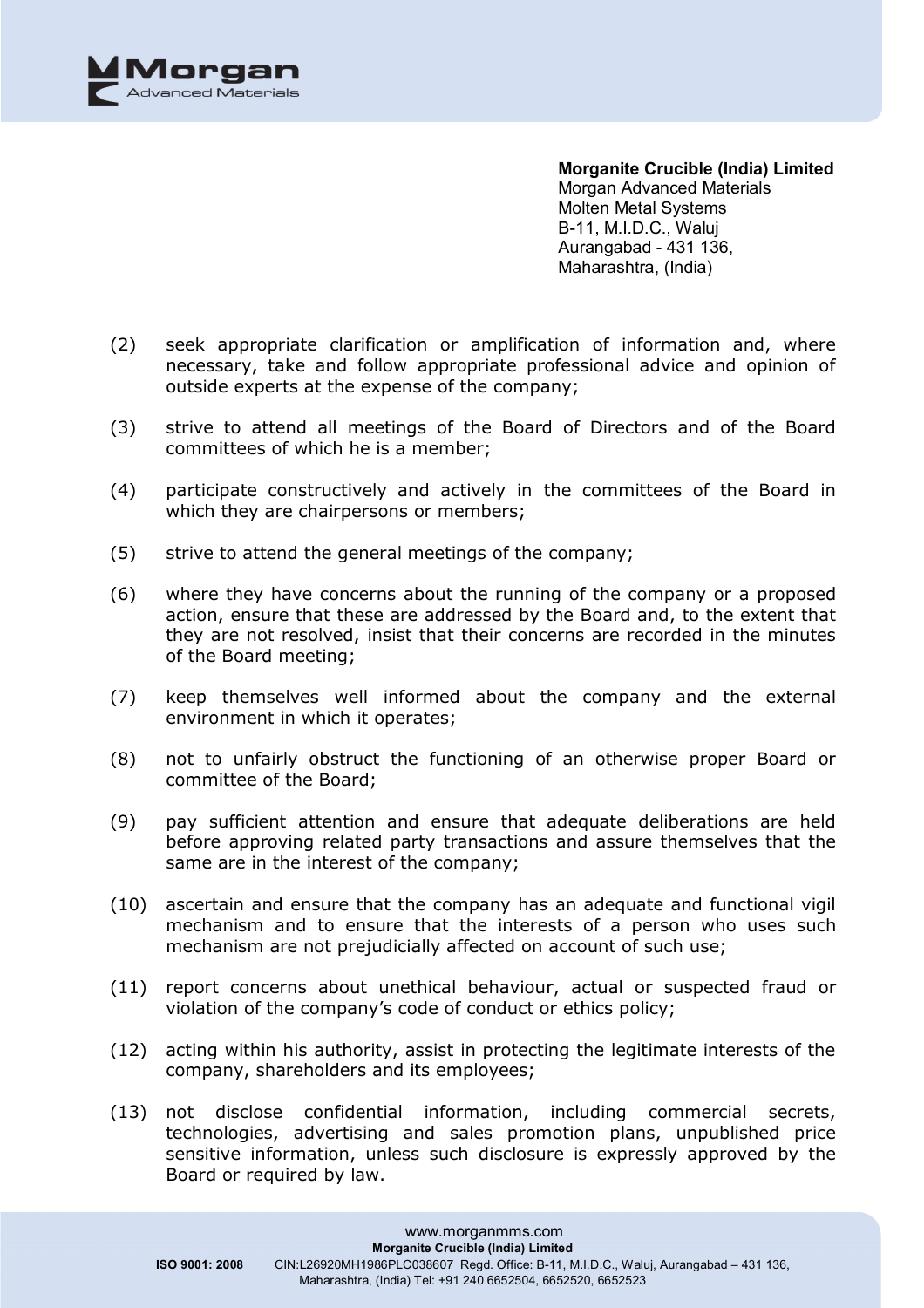(2) seek appropriate clarification or amplification of information and, where necessary, take and follow appropriate professional advice and opinion of outside experts at the expense of the company;

(3) strive to attend all meetings of the Board of Directors and of the Board committees of which he is a member;

(4) participate constructively and actively in the committees of the Board in which they are chairpersons or members;

(5) strive to attend the general meetings of the company;

(6) where they have concerns about the running of the company or a proposed action, ensure that these are addressed by the Board and, to the extent that they are not resolved, insist that their concerns are recorded in the minutes of the Board meeting;

(7) keep themselves well informed about the company and the external environment in which it operates;

(8) not to unfairly obstruct the functioning of an otherwise proper Board or committee of the Board;

(9) pay sufficient attention and ensure that adequate deliberations are held before approving related party transactions and assure themselves that the same are in the interest of the company;

(10) ascertain and ensure that the company has an adequate and functional vigil mechanism and to ensure that the interests of a person who uses such mechanism are not prejudicially affected on account of such use;

(11) report concerns about unethical behaviour, actual or suspected fraud or violation of the company's code of conduct or ethics policy;

(12) acting within his authority, assist in protecting the legitimate interests of the company, shareholders and its employees;

(13) not disclose confidential information, including commercial secrets, technologies, advertising and sales promotion plans, unpublished price sensitive information, unless such disclosure is expressly approved by the Board or required by law.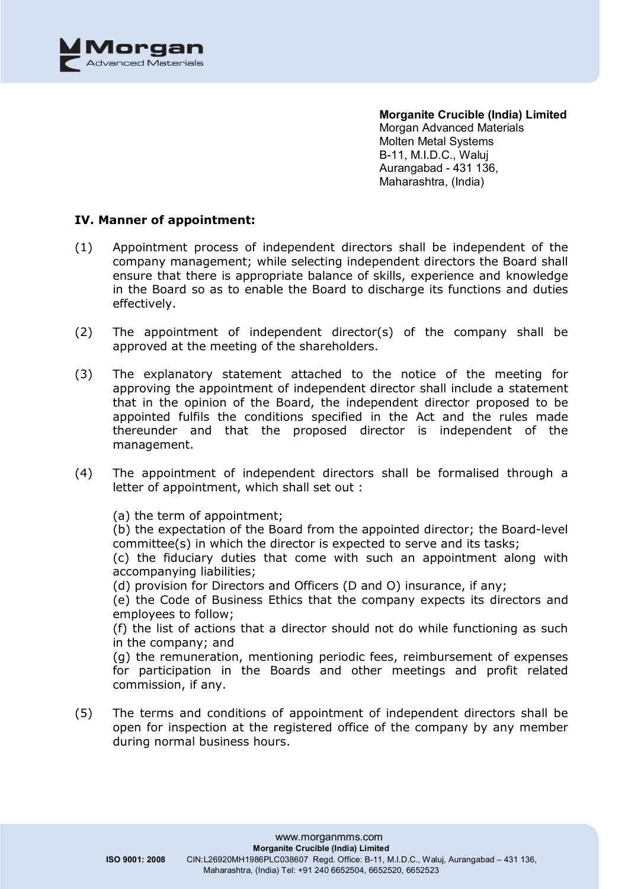**Morganite Crucible (India) Limited**
Morgan Advanced Materials
Molten Metal Systems
B-11, M.I.D.C., Waluj
Aurangabad - 431 136,
Maharashtra, (India)

**IV. Manner of appointment:**

(1) Appointment process of independent directors shall be independent of the company management; while selecting independent directors the Board shall ensure that there is appropriate balance of skills, experience and knowledge in the Board so as to enable the Board to discharge its functions and duties effectively.

(2) The appointment of independent director(s) of the company shall be approved at the meeting of the shareholders.

(3) The explanatory statement attached to the notice of the meeting for approving the appointment of independent director shall include a statement that in the opinion of the Board, the independent director proposed to be appointed fulfils the conditions specified in the Act and the rules made thereunder and that the proposed director is independent of the management.

(4) The appointment of independent directors shall be formalised through a letter of appointment, which shall set out :

(a) the term of appointment;
(b) the expectation of the Board from the appointed director; the Board-level committee(s) in which the director is expected to serve and its tasks;
(c) the fiduciary duties that come with such an appointment along with accompanying liabilities;
(d) provision for Directors and Officers (D and O) insurance, if any;
(e) the Code of Business Ethics that the company expects its directors and employees to follow;
(f) the list of actions that a director should not do while functioning as such in the company; and
(g) the remuneration, mentioning periodic fees, reimbursement of expenses for participation in the Boards and other meetings and profit related commission, if any.

(5) The terms and conditions of appointment of independent directors shall be open for inspection at the registered office of the company by any member during normal business hours.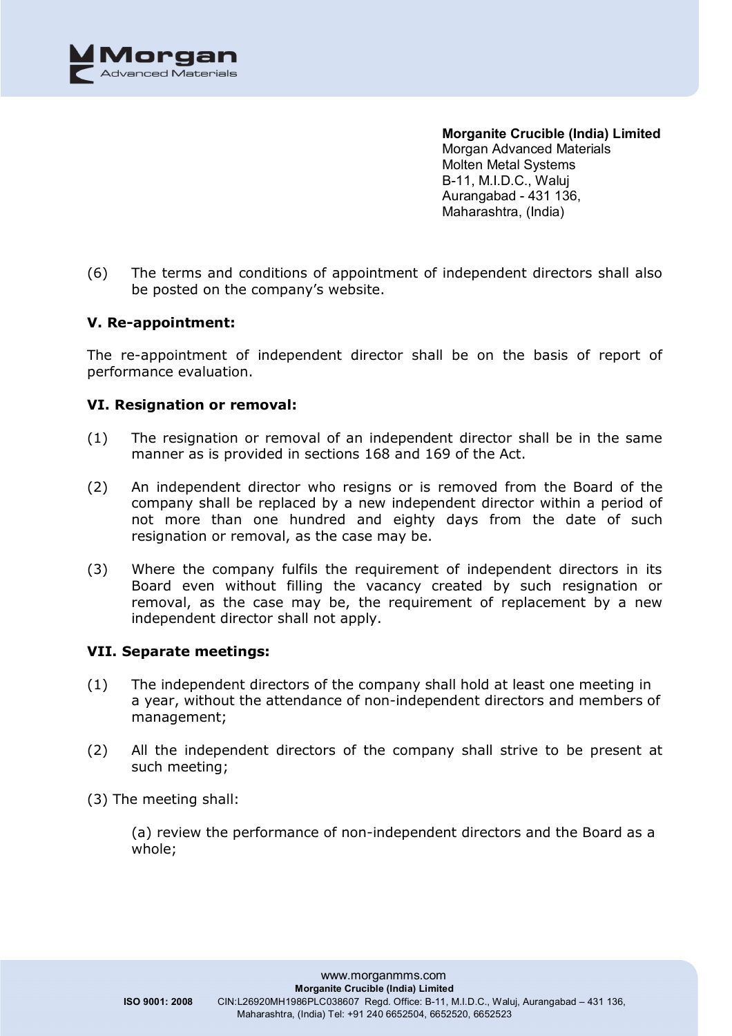(6) The terms and conditions of appointment of independent directors shall also be posted on the company's website.

**V. Re-appointment:**

The re-appointment of independent director shall be on the basis of report of performance evaluation.

**VI. Resignation or removal:**

(1) The resignation or removal of an independent director shall be in the same manner as is provided in sections 168 and 169 of the Act.

(2) An independent director who resigns or is removed from the Board of the company shall be replaced by a new independent director within a period of not more than one hundred and eighty days from the date of such resignation or removal, as the case may be.

(3) Where the company fulfils the requirement of independent directors in its Board even without filling the vacancy created by such resignation or removal, as the case may be, the requirement of replacement by a new independent director shall not apply.

**VII. Separate meetings:**

(1) The independent directors of the company shall hold at least one meeting in a year, without the attendance of non-independent directors and members of management;

(2) All the independent directors of the company shall strive to be present at such meeting;

(3) The meeting shall:

(a) review the performance of non-independent directors and the Board as a whole;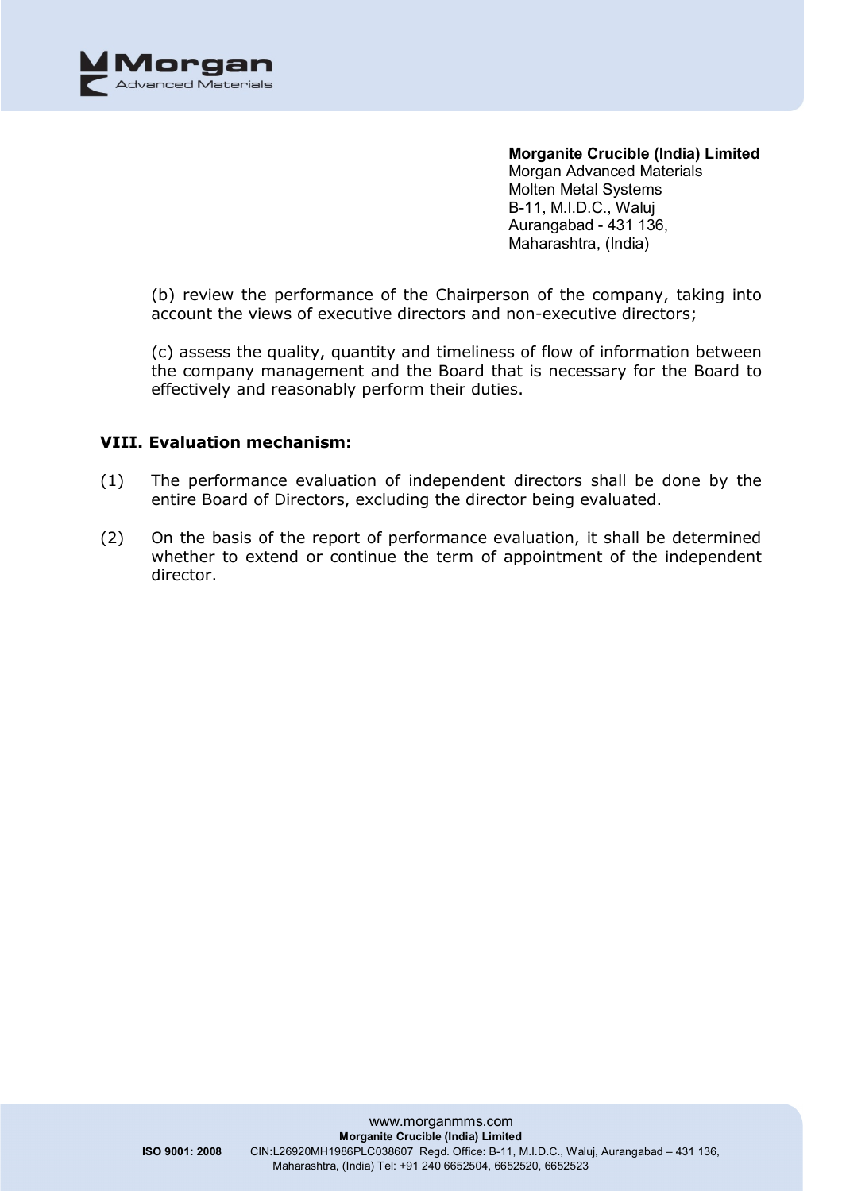(b) review the performance of the Chairperson of the company, taking into account the views of executive directors and non-executive directors;

(c) assess the quality, quantity and timeliness of flow of information between the company management and the Board that is necessary for the Board to effectively and reasonably perform their duties.

**VIII. Evaluation mechanism:**

(1) The performance evaluation of independent directors shall be done by the entire Board of Directors, excluding the director being evaluated.

(2) On the basis of the report of performance evaluation, it shall be determined whether to extend or continue the term of appointment of the independent director.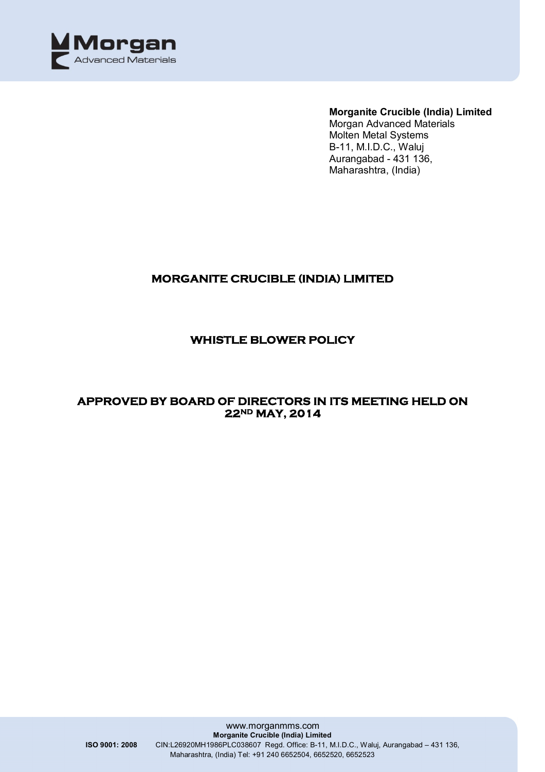**Morganite Crucible (India) Limited**
Morgan Advanced Materials
Molten Metal Systems
B-11, M.I.D.C., Waluj
Aurangabad - 431 136,
Maharashtra, (India)

# MORGANITE CRUCIBLE (INDIA) LIMITED

## WHISTLE BLOWER POLICY

## APPROVED BY BOARD OF DIRECTORS IN ITS MEETING HELD ON 22ND MAY, 2014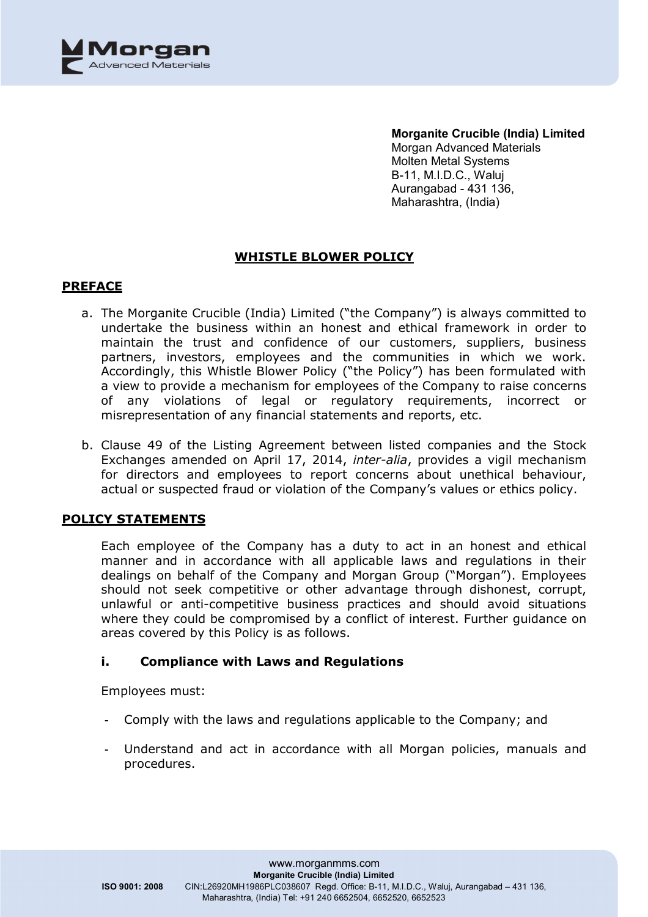**Morganite Crucible (India) Limited**
Morgan Advanced Materials
Molten Metal Systems
B-11, M.I.D.C., Waluj
Aurangabad - 431 136,
Maharashtra, (India)

# WHISTLE BLOWER POLICY

## PREFACE

a. The Morganite Crucible (India) Limited ("the Company") is always committed to undertake the business within an honest and ethical framework in order to maintain the trust and confidence of our customers, suppliers, business partners, investors, employees and the communities in which we work. Accordingly, this Whistle Blower Policy ("the Policy") has been formulated with a view to provide a mechanism for employees of the Company to raise concerns of any violations of legal or regulatory requirements, incorrect or misrepresentation of any financial statements and reports, etc.

b. Clause 49 of the Listing Agreement between listed companies and the Stock Exchanges amended on April 17, 2014, *inter-alia*, provides a vigil mechanism for directors and employees to report concerns about unethical behaviour, actual or suspected fraud or violation of the Company's values or ethics policy.

## POLICY STATEMENTS

Each employee of the Company has a duty to act in an honest and ethical manner and in accordance with all applicable laws and regulations in their dealings on behalf of the Company and Morgan Group ("Morgan"). Employees should not seek competitive or other advantage through dishonest, corrupt, unlawful or anti-competitive business practices and should avoid situations where they could be compromised by a conflict of interest. Further guidance on areas covered by this Policy is as follows.

### i. Compliance with Laws and Regulations

Employees must:

- Comply with the laws and regulations applicable to the Company; and
- Understand and act in accordance with all Morgan policies, manuals and procedures.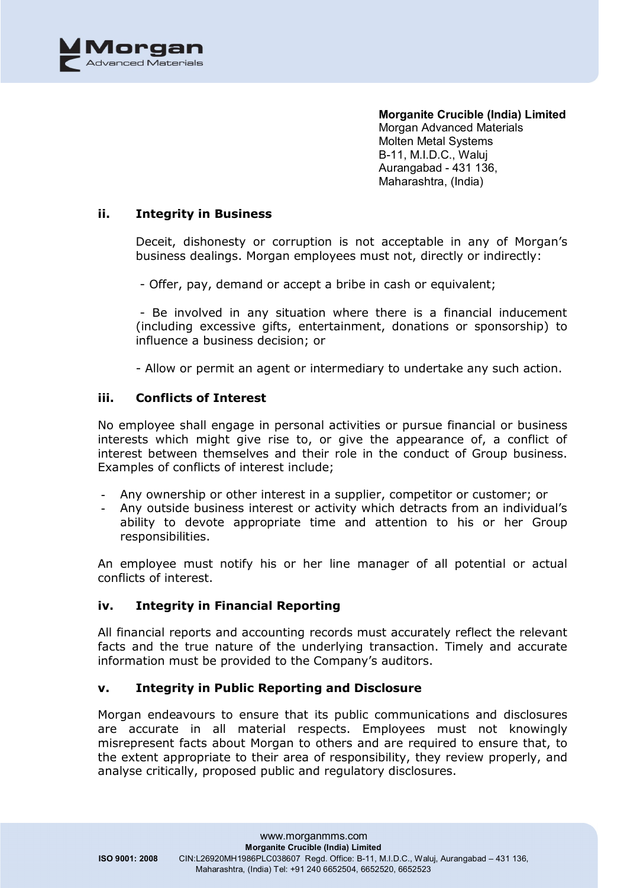**Morganite Crucible (India) Limited**
Morgan Advanced Materials
Molten Metal Systems
B-11, M.I.D.C., Waluj
Aurangabad - 431 136,
Maharashtra, (India)

### ii. Integrity in Business

Deceit, dishonesty or corruption is not acceptable in any of Morgan's business dealings. Morgan employees must not, directly or indirectly:

- Offer, pay, demand or accept a bribe in cash or equivalent;
- Be involved in any situation where there is a financial inducement (including excessive gifts, entertainment, donations or sponsorship) to influence a business decision; or
- Allow or permit an agent or intermediary to undertake any such action.

### iii. Conflicts of Interest

No employee shall engage in personal activities or pursue financial or business interests which might give rise to, or give the appearance of, a conflict of interest between themselves and their role in the conduct of Group business. Examples of conflicts of interest include;

- Any ownership or other interest in a supplier, competitor or customer; or
- Any outside business interest or activity which detracts from an individual's ability to devote appropriate time and attention to his or her Group responsibilities.

An employee must notify his or her line manager of all potential or actual conflicts of interest.

### iv. Integrity in Financial Reporting

All financial reports and accounting records must accurately reflect the relevant facts and the true nature of the underlying transaction. Timely and accurate information must be provided to the Company's auditors.

### v. Integrity in Public Reporting and Disclosure

Morgan endeavours to ensure that its public communications and disclosures are accurate in all material respects. Employees must not knowingly misrepresent facts about Morgan to others and are required to ensure that, to the extent appropriate to their area of responsibility, they review properly, and analyse critically, proposed public and regulatory disclosures.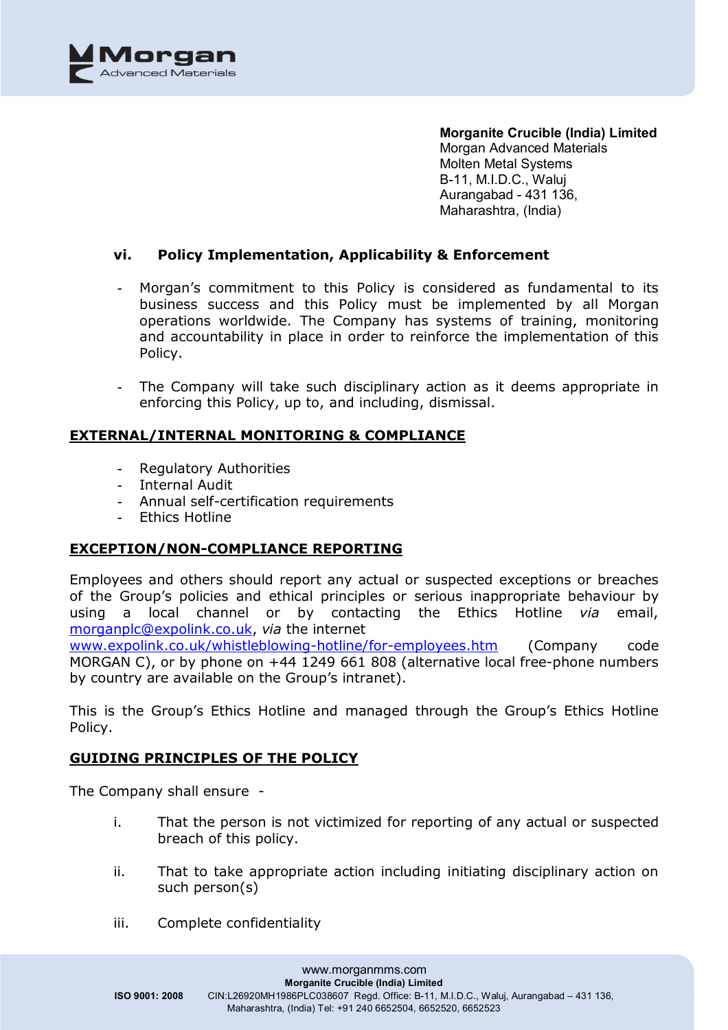**Morganite Crucible (India) Limited**
Morgan Advanced Materials
Molten Metal Systems
B-11, M.I.D.C., Waluj
Aurangabad - 431 136,
Maharashtra, (India)

### vi. Policy Implementation, Applicability & Enforcement

- Morgan's commitment to this Policy is considered as fundamental to its business success and this Policy must be implemented by all Morgan operations worldwide. The Company has systems of training, monitoring and accountability in place in order to reinforce the implementation of this Policy.

- The Company will take such disciplinary action as it deems appropriate in enforcing this Policy, up to, and including, dismissal.

## EXTERNAL/INTERNAL MONITORING & COMPLIANCE

- Regulatory Authorities
- Internal Audit
- Annual self-certification requirements
- Ethics Hotline

## EXCEPTION/NON-COMPLIANCE REPORTING

Employees and others should report any actual or suspected exceptions or breaches of the Group's policies and ethical principles or serious inappropriate behaviour by using a local channel or by contacting the Ethics Hotline *via* email, morganplc@expolink.co.uk, *via* the internet www.expolink.co.uk/whistleblowing-hotline/for-employees.htm (Company code MORGAN C), or by phone on +44 1249 661 808 (alternative local free-phone numbers by country are available on the Group's intranet).

This is the Group's Ethics Hotline and managed through the Group's Ethics Hotline Policy.

## GUIDING PRINCIPLES OF THE POLICY

The Company shall ensure -

i. That the person is not victimized for reporting of any actual or suspected breach of this policy.

ii. That to take appropriate action including initiating disciplinary action on such person(s)

iii. Complete confidentiality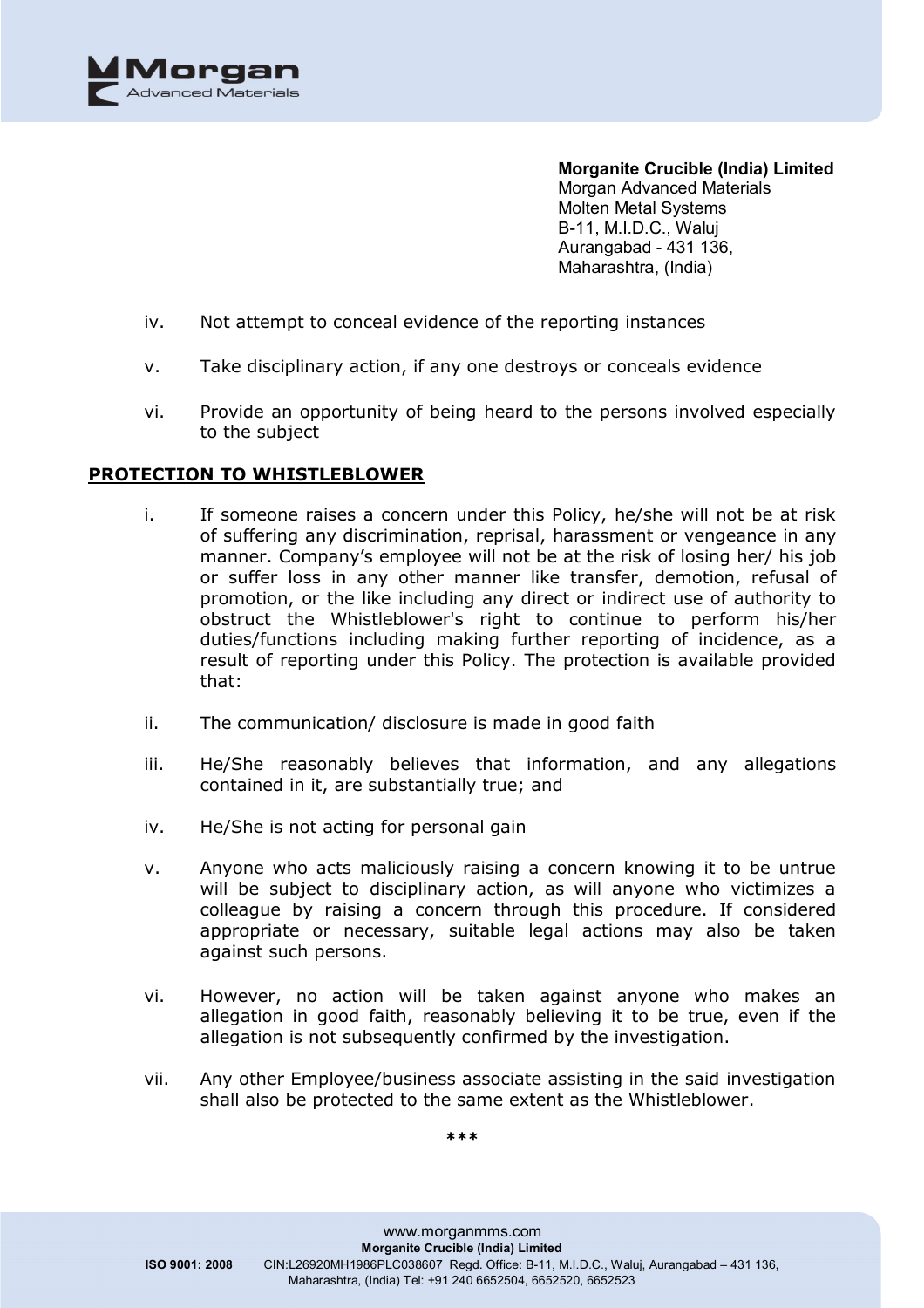iv. Not attempt to conceal evidence of the reporting instances

v. Take disciplinary action, if any one destroys or conceals evidence

vi. Provide an opportunity of being heard to the persons involved especially to the subject

## PROTECTION TO WHISTLEBLOWER

i. If someone raises a concern under this Policy, he/she will not be at risk of suffering any discrimination, reprisal, harassment or vengeance in any manner. Company's employee will not be at the risk of losing her/ his job or suffer loss in any other manner like transfer, demotion, refusal of promotion, or the like including any direct or indirect use of authority to obstruct the Whistleblower's right to continue to perform his/her duties/functions including making further reporting of incidence, as a result of reporting under this Policy. The protection is available provided that:

ii. The communication/ disclosure is made in good faith

iii. He/She reasonably believes that information, and any allegations contained in it, are substantially true; and

iv. He/She is not acting for personal gain

v. Anyone who acts maliciously raising a concern knowing it to be untrue will be subject to disciplinary action, as will anyone who victimizes a colleague by raising a concern through this procedure. If considered appropriate or necessary, suitable legal actions may also be taken against such persons.

vi. However, no action will be taken against anyone who makes an allegation in good faith, reasonably believing it to be true, even if the allegation is not subsequently confirmed by the investigation.

vii. Any other Employee/business associate assisting in the said investigation shall also be protected to the same extent as the Whistleblower.

***